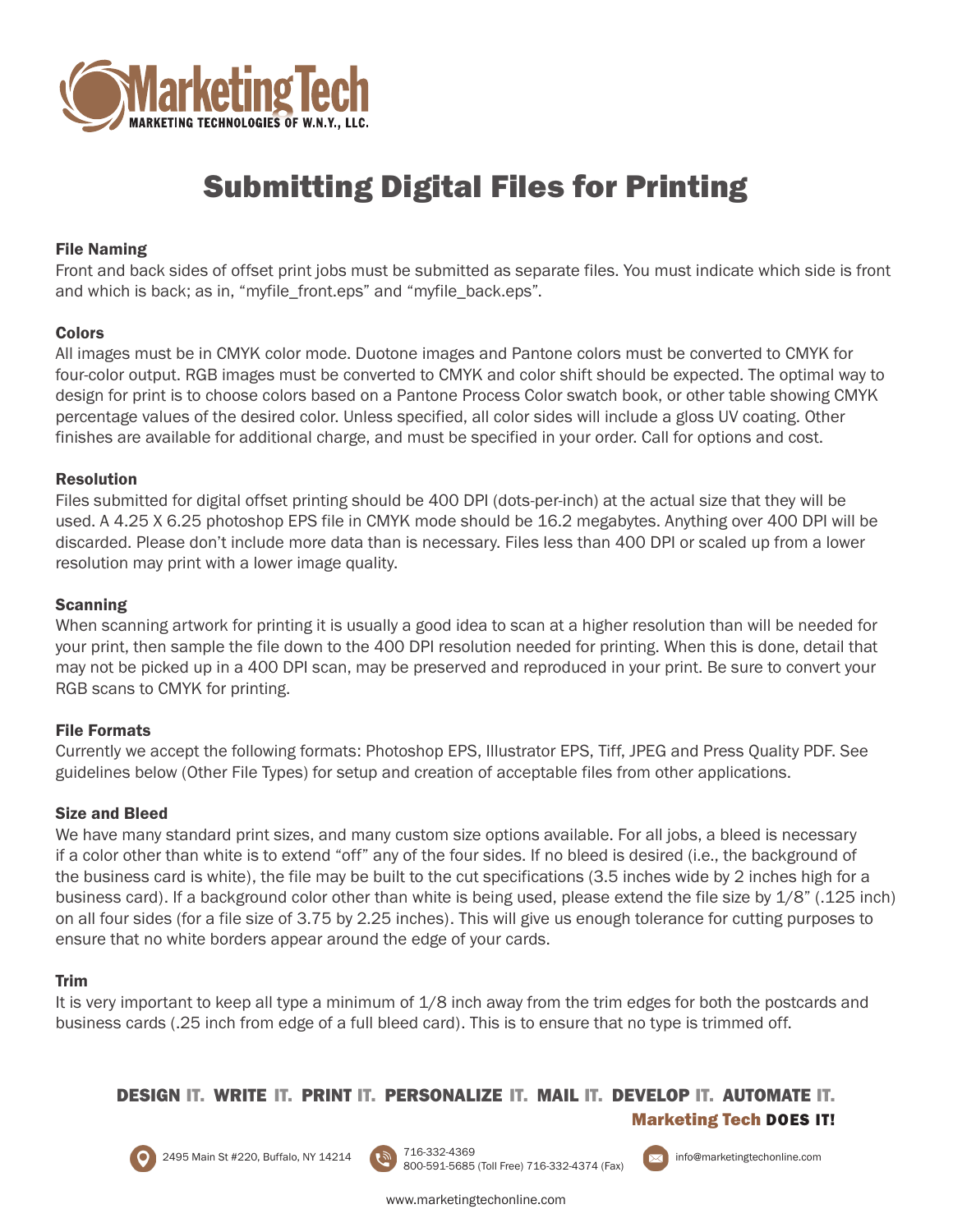**MarketingTech**
MARKETING TECHNOLOGIES OF W.N.Y., LLC.

# Submitting Digital Files for Printing

### File Naming

Front and back sides of offset print jobs must be submitted as separate files. You must indicate which side is front and which is back; as in, “myfile_front.eps” and “myfile_back.eps”.

### Colors

All images must be in CMYK color mode. Duotone images and Pantone colors must be converted to CMYK for four-color output. RGB images must be converted to CMYK and color shift should be expected. The optimal way to design for print is to choose colors based on a Pantone Process Color swatch book, or other table showing CMYK percentage values of the desired color. Unless specified, all color sides will include a gloss UV coating. Other finishes are available for additional charge, and must be specified in your order. Call for options and cost.

### Resolution

Files submitted for digital offset printing should be 400 DPI (dots-per-inch) at the actual size that they will be used. A 4.25 X 6.25 photoshop EPS file in CMYK mode should be 16.2 megabytes. Anything over 400 DPI will be discarded. Please don’t include more data than is necessary. Files less than 400 DPI or scaled up from a lower resolution may print with a lower image quality.

### Scanning

When scanning artwork for printing it is usually a good idea to scan at a higher resolution than will be needed for your print, then sample the file down to the 400 DPI resolution needed for printing. When this is done, detail that may not be picked up in a 400 DPI scan, may be preserved and reproduced in your print. Be sure to convert your RGB scans to CMYK for printing.

### File Formats

Currently we accept the following formats: Photoshop EPS, Illustrator EPS, Tiff, JPEG and Press Quality PDF. See guidelines below (Other File Types) for setup and creation of acceptable files from other applications.

### Size and Bleed

We have many standard print sizes, and many custom size options available. For all jobs, a bleed is necessary if a color other than white is to extend “off” any of the four sides. If no bleed is desired (i.e., the background of the business card is white), the file may be built to the cut specifications (3.5 inches wide by 2 inches high for a business card). If a background color other than white is being used, please extend the file size by 1/8” (.125 inch) on all four sides (for a file size of 3.75 by 2.25 inches). This will give us enough tolerance for cutting purposes to ensure that no white borders appear around the edge of your cards.

### Trim

It is very important to keep all type a minimum of 1/8 inch away from the trim edges for both the postcards and business cards (.25 inch from edge of a full bleed card). This is to ensure that no type is trimmed off.

**DESIGN IT. WRITE IT. PRINT IT. PERSONALIZE IT. MAIL IT. DEVELOP IT. AUTOMATE IT.**
**Marketing Tech DOES IT!**

2495 Main St #220, Buffalo, NY 14214
716-332-4369
800-591-5685 (Toll Free) 716-332-4374 (Fax)
info@marketingtechonline.com

www.marketingtechonline.com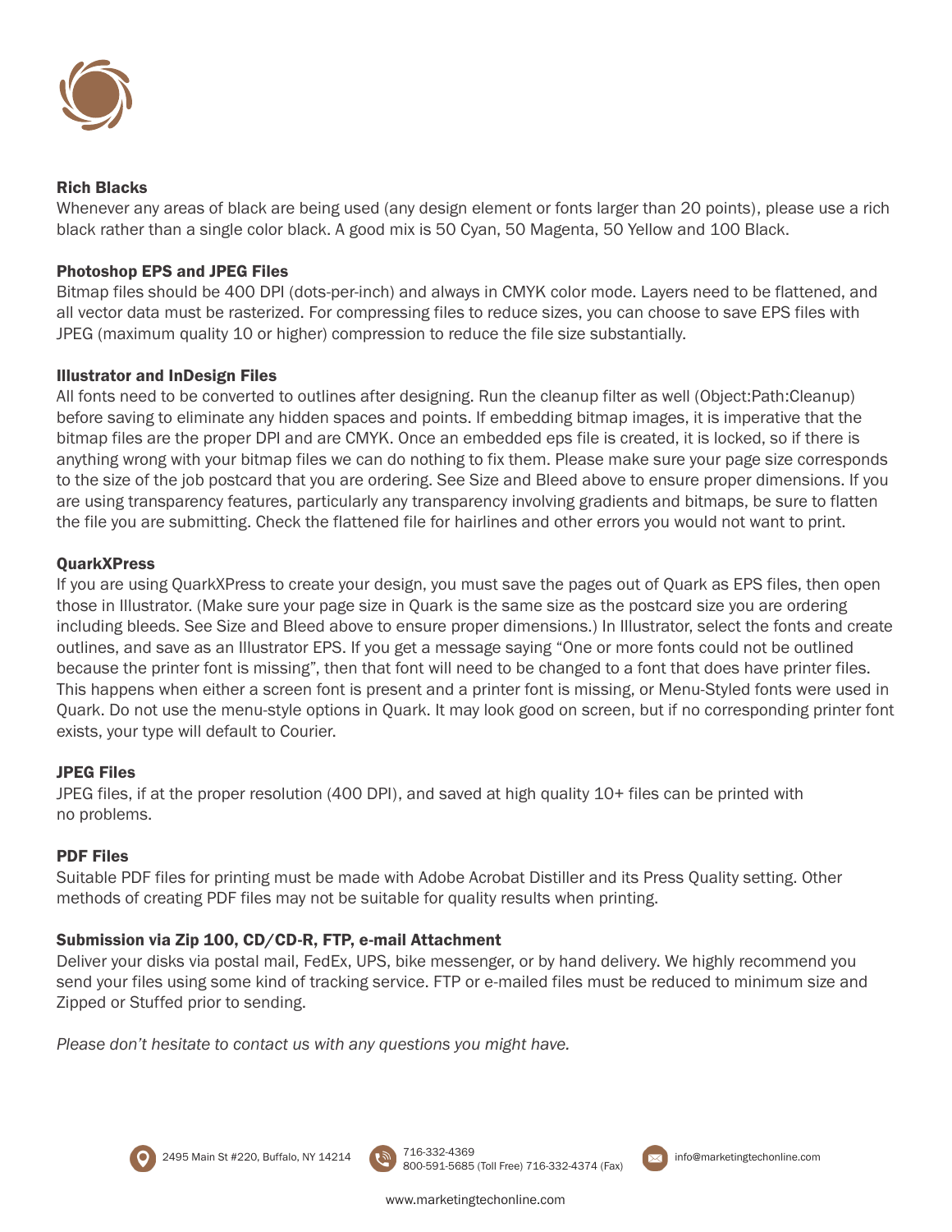### Rich Blacks

Whenever any areas of black are being used (any design element or fonts larger than 20 points), please use a rich black rather than a single color black. A good mix is 50 Cyan, 50 Magenta, 50 Yellow and 100 Black.

### Photoshop EPS and JPEG Files

Bitmap files should be 400 DPI (dots-per-inch) and always in CMYK color mode. Layers need to be flattened, and all vector data must be rasterized. For compressing files to reduce sizes, you can choose to save EPS files with JPEG (maximum quality 10 or higher) compression to reduce the file size substantially.

### Illustrator and InDesign Files

All fonts need to be converted to outlines after designing. Run the cleanup filter as well (Object:Path:Cleanup) before saving to eliminate any hidden spaces and points. If embedding bitmap images, it is imperative that the bitmap files are the proper DPI and are CMYK. Once an embedded eps file is created, it is locked, so if there is anything wrong with your bitmap files we can do nothing to fix them. Please make sure your page size corresponds to the size of the job postcard that you are ordering. See Size and Bleed above to ensure proper dimensions. If you are using transparency features, particularly any transparency involving gradients and bitmaps, be sure to flatten the file you are submitting. Check the flattened file for hairlines and other errors you would not want to print.

### QuarkXPress

If you are using QuarkXPress to create your design, you must save the pages out of Quark as EPS files, then open those in Illustrator. (Make sure your page size in Quark is the same size as the postcard size you are ordering including bleeds. See Size and Bleed above to ensure proper dimensions.) In Illustrator, select the fonts and create outlines, and save as an Illustrator EPS. If you get a message saying "One or more fonts could not be outlined because the printer font is missing", then that font will need to be changed to a font that does have printer files. This happens when either a screen font is present and a printer font is missing, or Menu-Styled fonts were used in Quark. Do not use the menu-style options in Quark. It may look good on screen, but if no corresponding printer font exists, your type will default to Courier.

### JPEG Files

JPEG files, if at the proper resolution (400 DPI), and saved at high quality 10+ files can be printed with no problems.

### PDF Files

Suitable PDF files for printing must be made with Adobe Acrobat Distiller and its Press Quality setting. Other methods of creating PDF files may not be suitable for quality results when printing.

### Submission via Zip 100, CD/CD-R, FTP, e-mail Attachment

Deliver your disks via postal mail, FedEx, UPS, bike messenger, or by hand delivery. We highly recommend you send your files using some kind of tracking service. FTP or e-mailed files must be reduced to minimum size and Zipped or Stuffed prior to sending.

*Please don't hesitate to contact us with any questions you might have.*

2495 Main St #220, Buffalo, NY 14214

716-332-4369
800-591-5685 (Toll Free) 716-332-4374 (Fax)

info@marketingtechonline.com

www.marketingtechonline.com